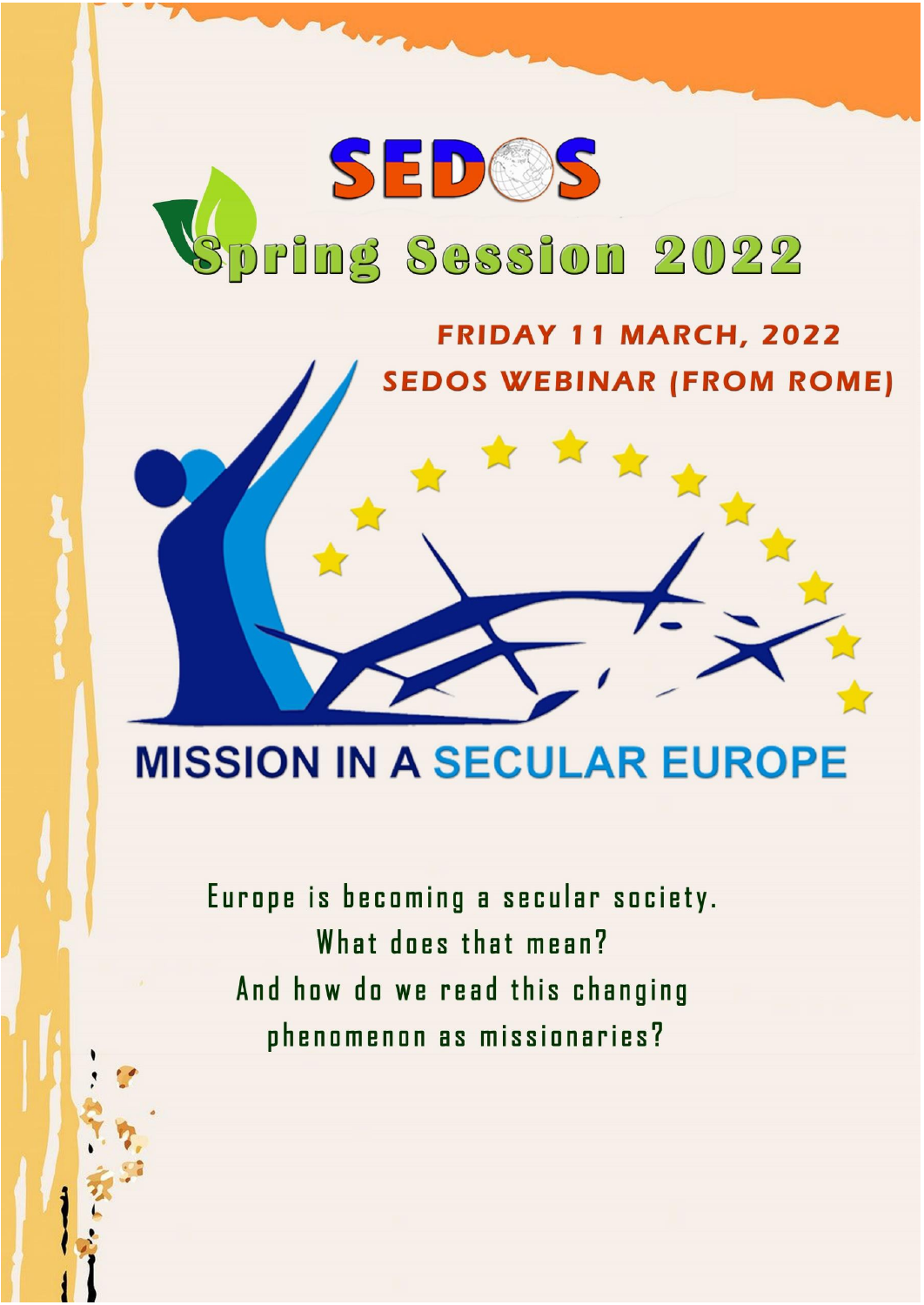# SEDOS

## Spring Session 2022

**FRIDAY 11 MARCH, 2022**

**SEDOS WEBINAR (FROM ROME)**

# MISSION IN A SECULAR EUROPE

Europe is becoming a secular society.
What does that mean?
And how do we read this changing phenomenon as missionaries?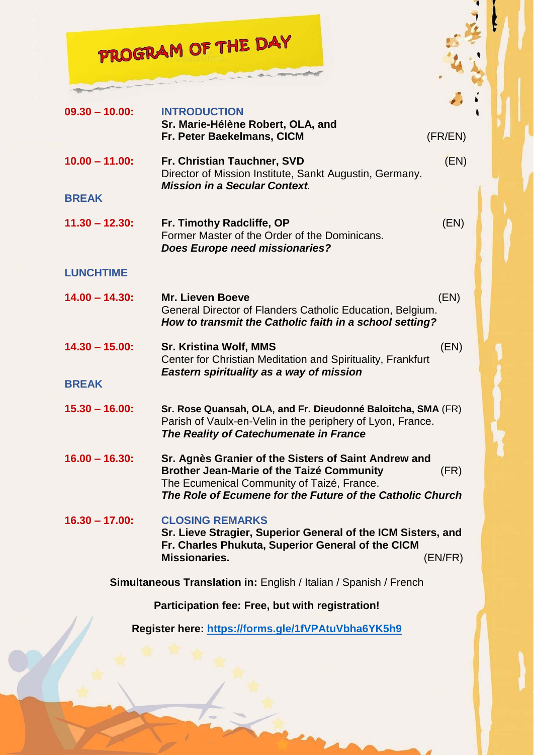# PROGRAM OF THE DAY

**09.30 – 10.00:** **INTRODUCTION**
**Sr. Marie-Hélène Robert, OLA, and**
**Fr. Peter Baekelmans, CICM** (FR/EN)

**10.00 – 11.00:** **Fr. Christian Tauchner, SVD** (EN)
Director of Mission Institute, Sankt Augustin, Germany.
***Mission in a Secular Context*.**

**BREAK**

**11.30 – 12.30:** **Fr. Timothy Radcliffe, OP** (EN)
Former Master of the Order of the Dominicans.
***Does Europe need missionaries?***

**LUNCHTIME**

**14.00 – 14.30:** **Mr. Lieven Boeve** (EN)
General Director of Flanders Catholic Education, Belgium.
***How to transmit the Catholic faith in a school setting?***

**14.30 – 15.00:** **Sr. Kristina Wolf, MMS** (EN)
Center for Christian Meditation and Spirituality, Frankfurt
***Eastern spirituality as a way of mission***

**BREAK**

**15.30 – 16.00:** **Sr. Rose Quansah, OLA, and Fr. Dieudonné Baloitcha, SMA** (FR)
Parish of Vaulx-en-Velin in the periphery of Lyon, France.
***The Reality of Catechumenate in France***

**16.00 – 16.30:** **Sr. Agnès Granier of the Sisters of Saint Andrew and**
**Brother Jean-Marie of the Taizé Community** (FR)
The Ecumenical Community of Taizé, France.
***The Role of Ecumene for the Future of the Catholic Church***

**16.30 – 17.00:** **CLOSING REMARKS**
**Sr. Lieve Stragier, Superior General of the ICM Sisters, and**
**Fr. Charles Phukuta, Superior General of the CICM**
**Missionaries.** (EN/FR)

**Simultaneous Translation in:** English / Italian / Spanish / French

**Participation fee: Free, but with registration!**

**Register here: https://forms.gle/1fVPAtuVbha6YK5h9**